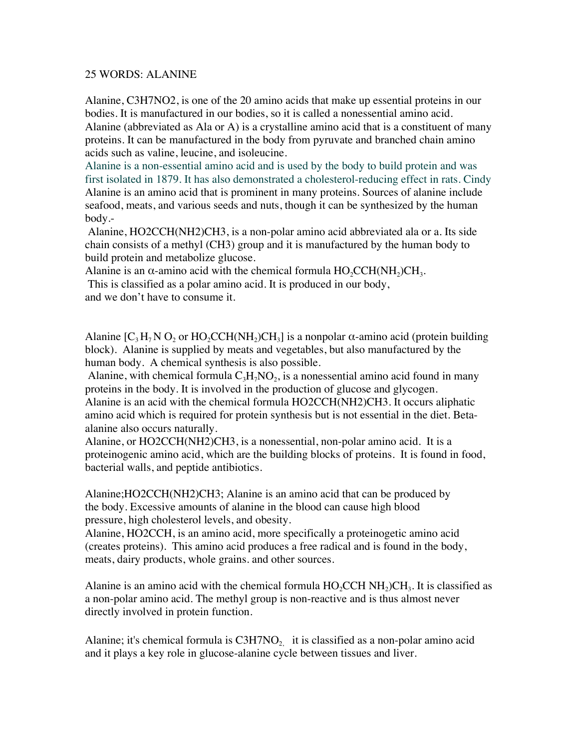25 WORDS: ALANINE

Alanine, C3H7NO2, is one of the 20 amino acids that make up essential proteins in our bodies. It is manufactured in our bodies, so it is called a nonessential amino acid.
Alanine (abbreviated as Ala or A) is a crystalline amino acid that is a constituent of many proteins. It can be manufactured in the body from pyruvate and branched chain amino acids such as valine, leucine, and isoleucine.
Alanine is a non-essential amino acid and is used by the body to build protein and was first isolated in 1879. It has also demonstrated a cholesterol-reducing effect in rats. Cindy
Alanine is an amino acid that is prominent in many proteins. Sources of alanine include seafood, meats, and various seeds and nuts, though it can be synthesized by the human body.-
Alanine, HO2CCH(NH2)CH3, is a non-polar amino acid abbreviated ala or a. Its side chain consists of a methyl (CH3) group and it is manufactured by the human body to build protein and metabolize glucose.
Alanine is an $\alpha$-amino acid with the chemical formula $HO_2CCH(NH_2)CH_3$.
This is classified as a polar amino acid. It is produced in our body, and we don't have to consume it.

Alanine [$C_3H_7NO_2$ or $HO_2CCH(NH_2)CH_3$] is a nonpolar $\alpha$-amino acid (protein building block). Alanine is supplied by meats and vegetables, but also manufactured by the human body. A chemical synthesis is also possible.
Alanine, with chemical formula $C_3H_7NO_2$, is a nonessential amino acid found in many proteins in the body. It is involved in the production of glucose and glycogen.
Alanine is an acid with the chemical formula HO2CCH(NH2)CH3. It occurs aliphatic amino acid which is required for protein synthesis but is not essential in the diet. Beta-alanine also occurs naturally.
Alanine, or HO2CCH(NH2)CH3, is a nonessential, non-polar amino acid. It is a proteinogenic amino acid, which are the building blocks of proteins. It is found in food, bacterial walls, and peptide antibiotics.

Alanine;HO2CCH(NH2)CH3; Alanine is an amino acid that can be produced by the body. Excessive amounts of alanine in the blood can cause high blood pressure, high cholesterol levels, and obesity.
Alanine, HO2CCH, is an amino acid, more specifically a proteinogetic amino acid (creates proteins). This amino acid produces a free radical and is found in the body, meats, dairy products, whole grains. and other sources.

Alanine is an amino acid with the chemical formula $HO_2CCH\ NH_2)CH_3$. It is classified as a non-polar amino acid. The methyl group is non-reactive and is thus almost never directly involved in protein function.

Alanine; it's chemical formula is C3H7$NO_{2,}$ it is classified as a non-polar amino acid and it plays a key role in glucose-alanine cycle between tissues and liver.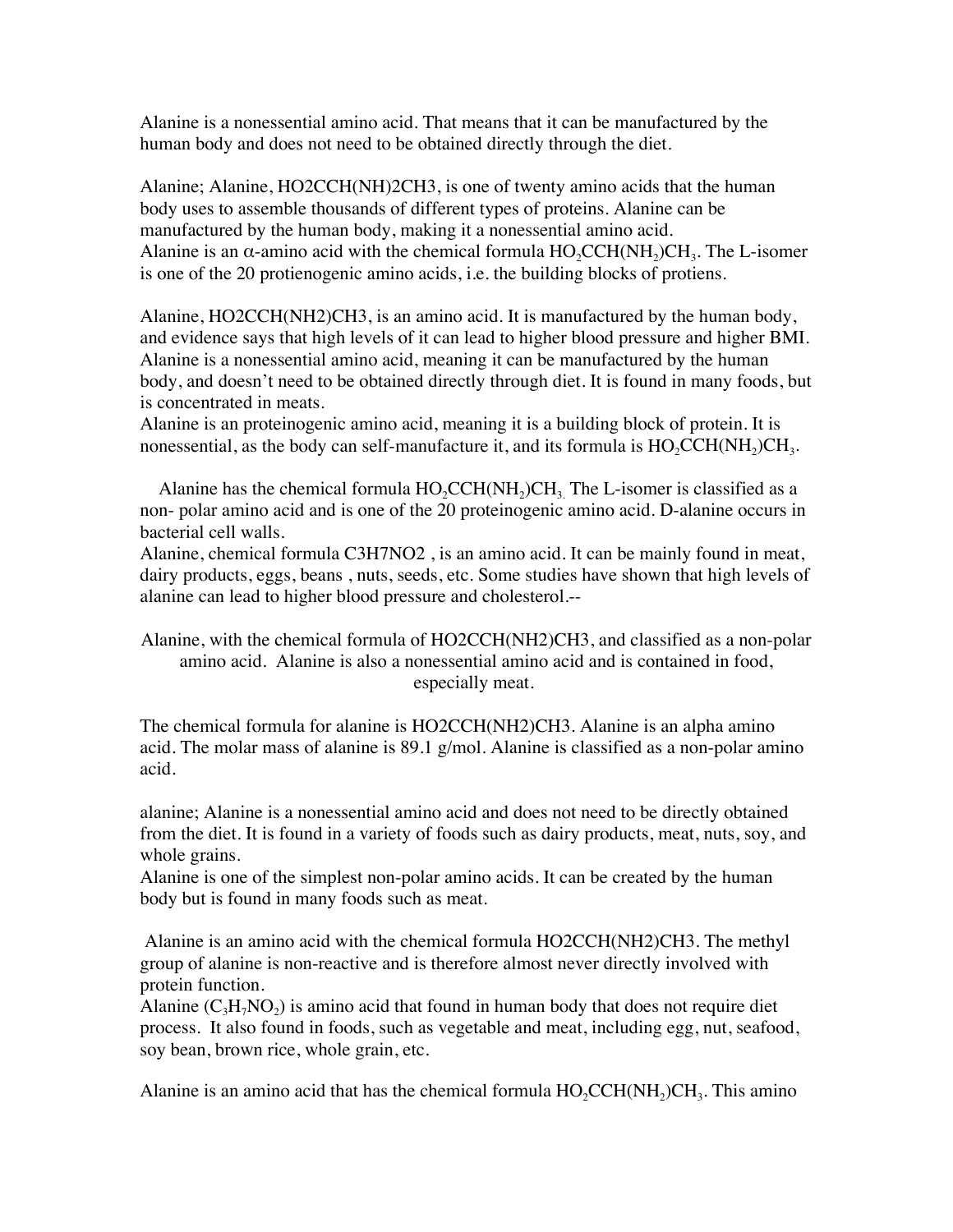Alanine is a nonessential amino acid. That means that it can be manufactured by the human body and does not need to be obtained directly through the diet.

Alanine; Alanine, HO2CCH(NH)2CH3, is one of twenty amino acids that the human body uses to assemble thousands of different types of proteins. Alanine can be manufactured by the human body, making it a nonessential amino acid.
Alanine is an $\alpha$-amino acid with the chemical formula $HO_2CCH(NH_2)CH_3$. The L-isomer is one of the 20 protienogenic amino acids, i.e. the building blocks of protiens.

Alanine, HO2CCH(NH2)CH3, is an amino acid. It is manufactured by the human body, and evidence says that high levels of it can lead to higher blood pressure and higher BMI. Alanine is a nonessential amino acid, meaning it can be manufactured by the human body, and doesn't need to be obtained directly through diet. It is found in many foods, but is concentrated in meats.
Alanine is an proteinogenic amino acid, meaning it is a building block of protein. It is nonessential, as the body can self-manufacture it, and its formula is $HO_2CCH(NH_2)CH_3$.

Alanine has the chemical formula $HO_2CCH(NH_2)CH_3$. The L-isomer is classified as a non- polar amino acid and is one of the 20 proteinogenic amino acid. D-alanine occurs in bacterial cell walls.
Alanine, chemical formula C3H7NO2 , is an amino acid. It can be mainly found in meat, dairy products, eggs, beans , nuts, seeds, etc. Some studies have shown that high levels of alanine can lead to higher blood pressure and cholesterol.--

Alanine, with the chemical formula of HO2CCH(NH2)CH3, and classified as a non-polar amino acid. Alanine is also a nonessential amino acid and is contained in food, especially meat.

The chemical formula for alanine is HO2CCH(NH2)CH3. Alanine is an alpha amino acid. The molar mass of alanine is 89.1 g/mol. Alanine is classified as a non-polar amino acid.

alanine; Alanine is a nonessential amino acid and does not need to be directly obtained from the diet. It is found in a variety of foods such as dairy products, meat, nuts, soy, and whole grains.
Alanine is one of the simplest non-polar amino acids. It can be created by the human body but is found in many foods such as meat.

Alanine is an amino acid with the chemical formula HO2CCH(NH2)CH3. The methyl group of alanine is non-reactive and is therefore almost never directly involved with protein function.
Alanine ($C_3H_7NO_2$) is amino acid that found in human body that does not require diet process. It also found in foods, such as vegetable and meat, including egg, nut, seafood, soy bean, brown rice, whole grain, etc.

Alanine is an amino acid that has the chemical formula $HO_2CCH(NH_2)CH_3$. This amino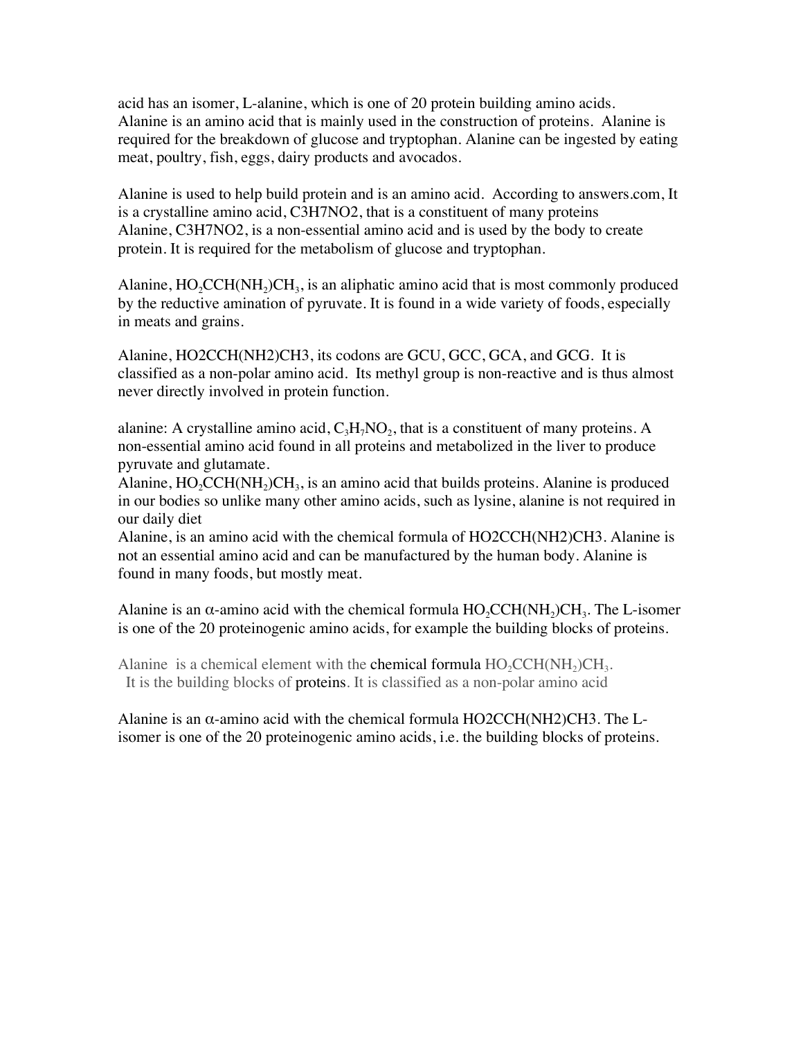acid has an isomer, L-alanine, which is one of 20 protein building amino acids. Alanine is an amino acid that is mainly used in the construction of proteins. Alanine is required for the breakdown of glucose and tryptophan. Alanine can be ingested by eating meat, poultry, fish, eggs, dairy products and avocados.

Alanine is used to help build protein and is an amino acid. According to answers.com, It is a crystalline amino acid, C3H7NO2, that is a constituent of many proteins
Alanine, C3H7NO2, is a non-essential amino acid and is used by the body to create protein. It is required for the metabolism of glucose and tryptophan.

Alanine, $HO_2CCH(NH_2)CH_3$, is an aliphatic amino acid that is most commonly produced by the reductive amination of pyruvate. It is found in a wide variety of foods, especially in meats and grains.

Alanine, HO2CCH(NH2)CH3, its codons are GCU, GCC, GCA, and GCG. It is classified as a non-polar amino acid. Its methyl group is non-reactive and is thus almost never directly involved in protein function.

alanine: A crystalline amino acid, $C_3H_7NO_2$, that is a constituent of many proteins. A non-essential amino acid found in all proteins and metabolized in the liver to produce pyruvate and glutamate.
Alanine, $HO_2CCH(NH_2)CH_3$, is an amino acid that builds proteins. Alanine is produced in our bodies so unlike many other amino acids, such as lysine, alanine is not required in our daily diet
Alanine, is an amino acid with the chemical formula of HO2CCH(NH2)CH3. Alanine is not an essential amino acid and can be manufactured by the human body. Alanine is found in many foods, but mostly meat.

Alanine is an $\alpha$-amino acid with the chemical formula $HO_2CCH(NH_2)CH_3$. The L-isomer is one of the 20 proteinogenic amino acids, for example the building blocks of proteins.

Alanine is a chemical element with the chemical formula $HO_2CCH(NH_2)CH_3$.
It is the building blocks of proteins. It is classified as a non-polar amino acid

Alanine is an $\alpha$-amino acid with the chemical formula HO2CCH(NH2)CH3. The L-isomer is one of the 20 proteinogenic amino acids, i.e. the building blocks of proteins.